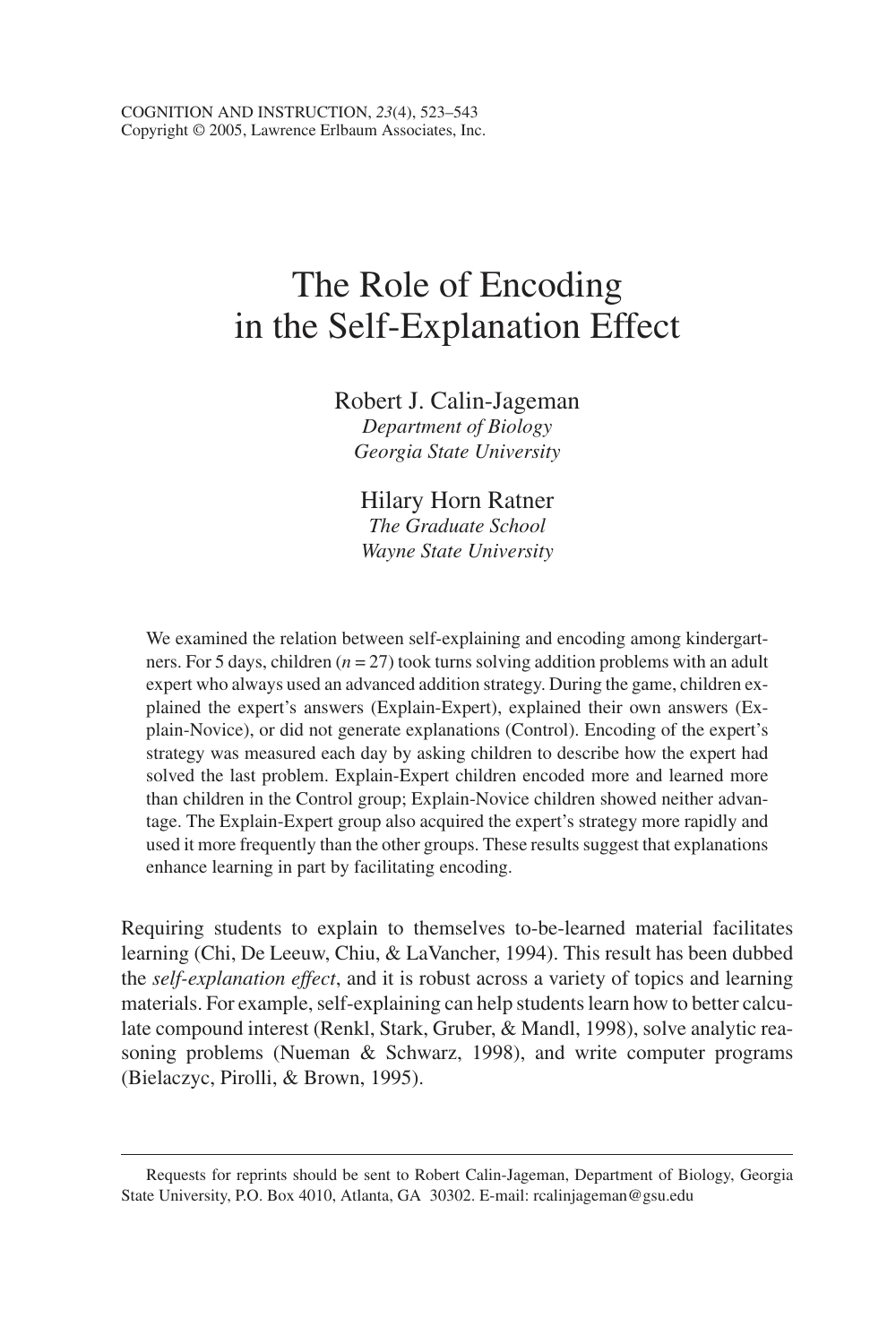# The Role of Encoding in the Self-Explanation Effect

Robert J. Calin-Jageman
*Department of Biology*
*Georgia State University*

Hilary Horn Ratner
*The Graduate School*
*Wayne State University*

We examined the relation between self-explaining and encoding among kindergartners. For 5 days, children ($n = 27$) took turns solving addition problems with an adult expert who always used an advanced addition strategy. During the game, children explained the expert's answers (Explain-Expert), explained their own answers (Explain-Novice), or did not generate explanations (Control). Encoding of the expert's strategy was measured each day by asking children to describe how the expert had solved the last problem. Explain-Expert children encoded more and learned more than children in the Control group; Explain-Novice children showed neither advantage. The Explain-Expert group also acquired the expert's strategy more rapidly and used it more frequently than the other groups. These results suggest that explanations enhance learning in part by facilitating encoding.

Requiring students to explain to themselves to-be-learned material facilitates learning (Chi, De Leeuw, Chiu, & LaVancher, 1994). This result has been dubbed the *self-explanation effect*, and it is robust across a variety of topics and learning materials. For example, self-explaining can help students learn how to better calculate compound interest (Renkl, Stark, Gruber, & Mandl, 1998), solve analytic reasoning problems (Nueman & Schwarz, 1998), and write computer programs (Bielaczyc, Pirolli, & Brown, 1995).

---

Requests for reprints should be sent to Robert Calin-Jageman, Department of Biology, Georgia State University, P.O. Box 4010, Atlanta, GA 30302. E-mail: rcalinjageman@gsu.edu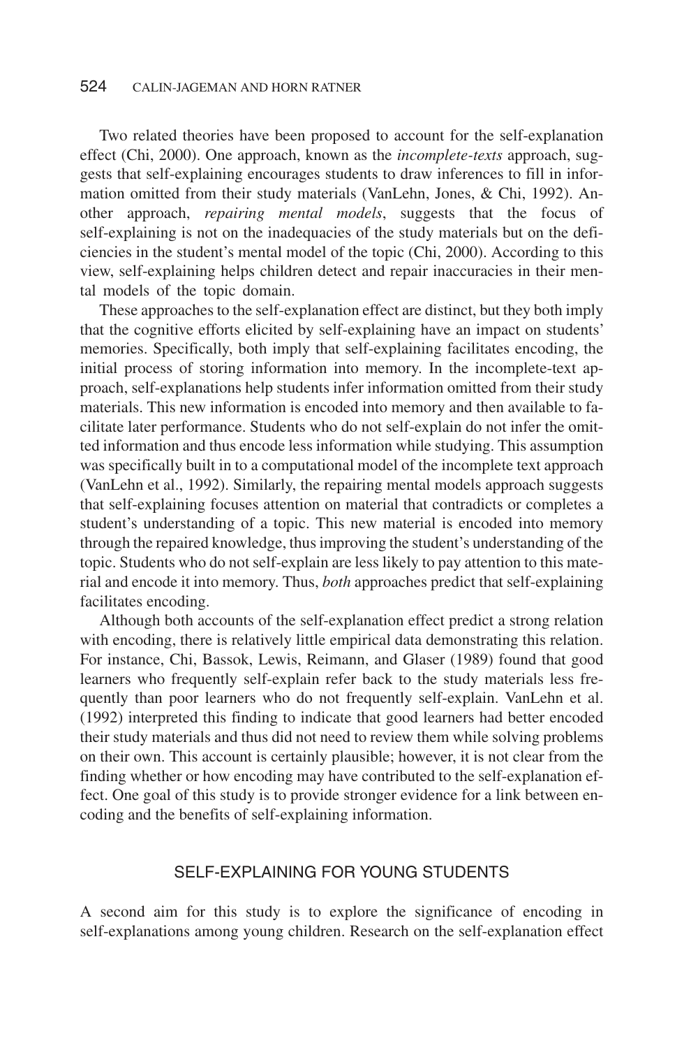Two related theories have been proposed to account for the self-explanation effect (Chi, 2000). One approach, known as the *incomplete-texts* approach, suggests that self-explaining encourages students to draw inferences to fill in information omitted from their study materials (VanLehn, Jones, & Chi, 1992). Another approach, *repairing mental models*, suggests that the focus of self-explaining is not on the inadequacies of the study materials but on the deficiencies in the student's mental model of the topic (Chi, 2000). According to this view, self-explaining helps children detect and repair inaccuracies in their mental models of the topic domain.

These approaches to the self-explanation effect are distinct, but they both imply that the cognitive efforts elicited by self-explaining have an impact on students' memories. Specifically, both imply that self-explaining facilitates encoding, the initial process of storing information into memory. In the incomplete-text approach, self-explanations help students infer information omitted from their study materials. This new information is encoded into memory and then available to facilitate later performance. Students who do not self-explain do not infer the omitted information and thus encode less information while studying. This assumption was specifically built in to a computational model of the incomplete text approach (VanLehn et al., 1992). Similarly, the repairing mental models approach suggests that self-explaining focuses attention on material that contradicts or completes a student's understanding of a topic. This new material is encoded into memory through the repaired knowledge, thus improving the student's understanding of the topic. Students who do not self-explain are less likely to pay attention to this material and encode it into memory. Thus, *both* approaches predict that self-explaining facilitates encoding.

Although both accounts of the self-explanation effect predict a strong relation with encoding, there is relatively little empirical data demonstrating this relation. For instance, Chi, Bassok, Lewis, Reimann, and Glaser (1989) found that good learners who frequently self-explain refer back to the study materials less frequently than poor learners who do not frequently self-explain. VanLehn et al. (1992) interpreted this finding to indicate that good learners had better encoded their study materials and thus did not need to review them while solving problems on their own. This account is certainly plausible; however, it is not clear from the finding whether or how encoding may have contributed to the self-explanation effect. One goal of this study is to provide stronger evidence for a link between encoding and the benefits of self-explaining information.

## SELF-EXPLAINING FOR YOUNG STUDENTS

A second aim for this study is to explore the significance of encoding in self-explanations among young children. Research on the self-explanation effect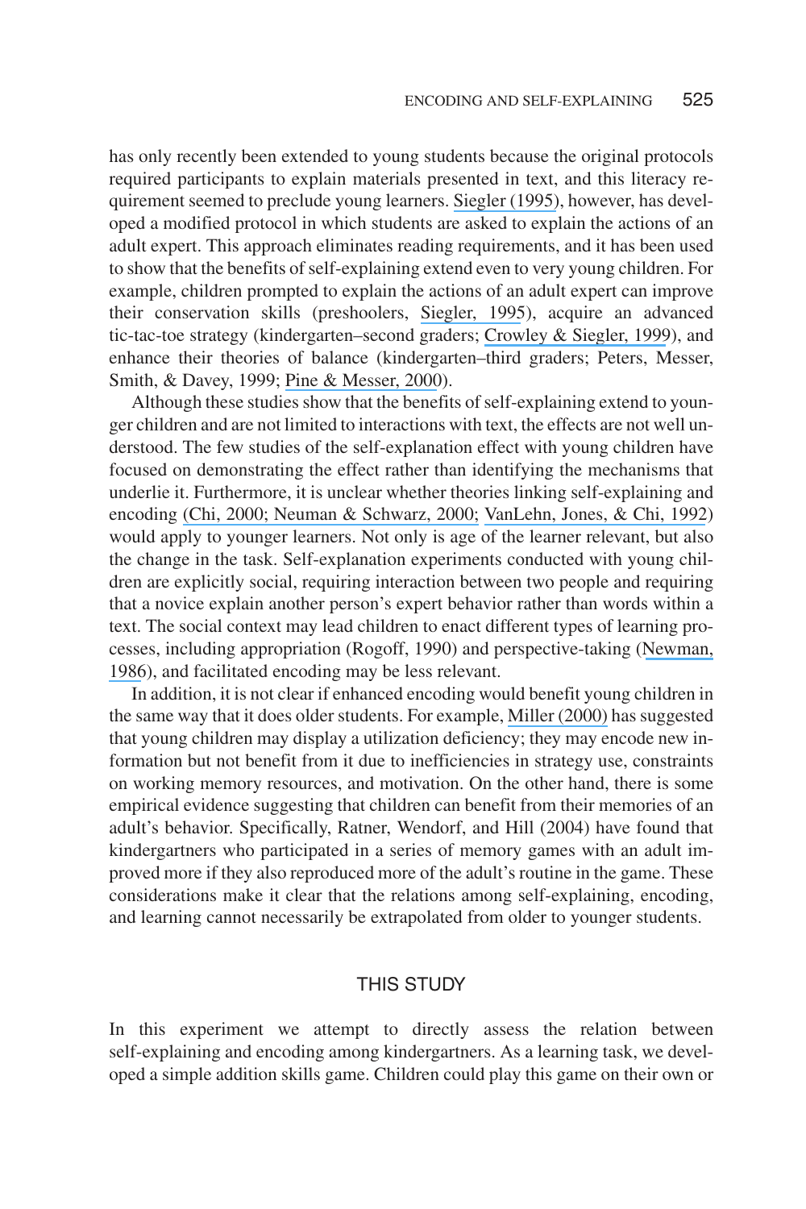has only recently been extended to young students because the original protocols required participants to explain materials presented in text, and this literacy requirement seemed to preclude young learners. Siegler (1995), however, has developed a modified protocol in which students are asked to explain the actions of an adult expert. This approach eliminates reading requirements, and it has been used to show that the benefits of self-explaining extend even to very young children. For example, children prompted to explain the actions of an adult expert can improve their conservation skills (preshoolers, Siegler, 1995), acquire an advanced tic-tac-toe strategy (kindergarten–second graders; Crowley & Siegler, 1999), and enhance their theories of balance (kindergarten–third graders; Peters, Messer, Smith, & Davey, 1999; Pine & Messer, 2000).

Although these studies show that the benefits of self-explaining extend to younger children and are not limited to interactions with text, the effects are not well understood. The few studies of the self-explanation effect with young children have focused on demonstrating the effect rather than identifying the mechanisms that underlie it. Furthermore, it is unclear whether theories linking self-explaining and encoding (Chi, 2000; Neuman & Schwarz, 2000; VanLehn, Jones, & Chi, 1992) would apply to younger learners. Not only is age of the learner relevant, but also the change in the task. Self-explanation experiments conducted with young children are explicitly social, requiring interaction between two people and requiring that a novice explain another person's expert behavior rather than words within a text. The social context may lead children to enact different types of learning processes, including appropriation (Rogoff, 1990) and perspective-taking (Newman, 1986), and facilitated encoding may be less relevant.

In addition, it is not clear if enhanced encoding would benefit young children in the same way that it does older students. For example, Miller (2000) has suggested that young children may display a utilization deficiency; they may encode new information but not benefit from it due to inefficiencies in strategy use, constraints on working memory resources, and motivation. On the other hand, there is some empirical evidence suggesting that children can benefit from their memories of an adult's behavior. Specifically, Ratner, Wendorf, and Hill (2004) have found that kindergartners who participated in a series of memory games with an adult improved more if they also reproduced more of the adult's routine in the game. These considerations make it clear that the relations among self-explaining, encoding, and learning cannot necessarily be extrapolated from older to younger students.

## THIS STUDY

In this experiment we attempt to directly assess the relation between self-explaining and encoding among kindergartners. As a learning task, we developed a simple addition skills game. Children could play this game on their own or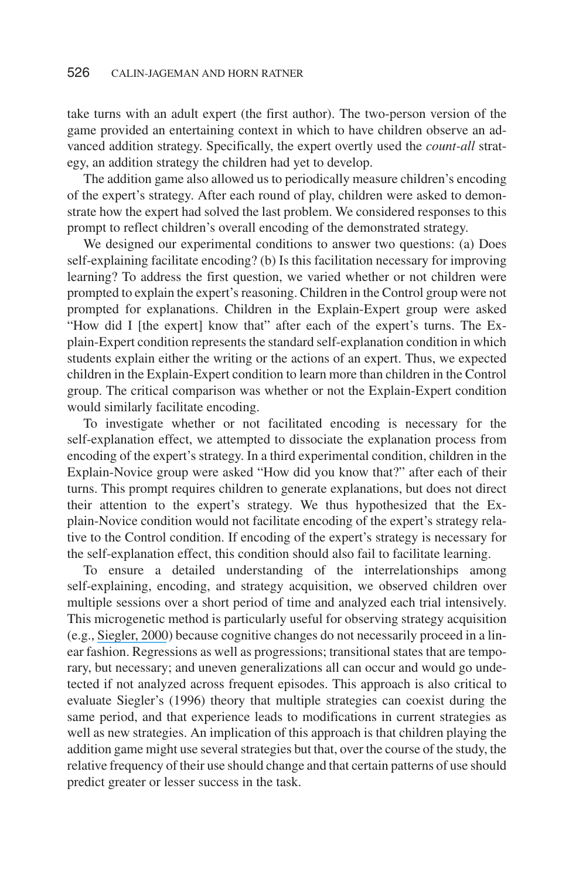take turns with an adult expert (the first author). The two-person version of the game provided an entertaining context in which to have children observe an advanced addition strategy. Specifically, the expert overtly used the *count-all* strategy, an addition strategy the children had yet to develop.

The addition game also allowed us to periodically measure children's encoding of the expert's strategy. After each round of play, children were asked to demonstrate how the expert had solved the last problem. We considered responses to this prompt to reflect children's overall encoding of the demonstrated strategy.

We designed our experimental conditions to answer two questions: (a) Does self-explaining facilitate encoding? (b) Is this facilitation necessary for improving learning? To address the first question, we varied whether or not children were prompted to explain the expert's reasoning. Children in the Control group were not prompted for explanations. Children in the Explain-Expert group were asked "How did I [the expert] know that" after each of the expert's turns. The Explain-Expert condition represents the standard self-explanation condition in which students explain either the writing or the actions of an expert. Thus, we expected children in the Explain-Expert condition to learn more than children in the Control group. The critical comparison was whether or not the Explain-Expert condition would similarly facilitate encoding.

To investigate whether or not facilitated encoding is necessary for the self-explanation effect, we attempted to dissociate the explanation process from encoding of the expert's strategy. In a third experimental condition, children in the Explain-Novice group were asked "How did you know that?" after each of their turns. This prompt requires children to generate explanations, but does not direct their attention to the expert's strategy. We thus hypothesized that the Explain-Novice condition would not facilitate encoding of the expert's strategy relative to the Control condition. If encoding of the expert's strategy is necessary for the self-explanation effect, this condition should also fail to facilitate learning.

To ensure a detailed understanding of the interrelationships among self-explaining, encoding, and strategy acquisition, we observed children over multiple sessions over a short period of time and analyzed each trial intensively. This microgenetic method is particularly useful for observing strategy acquisition (e.g., Siegler, 2000) because cognitive changes do not necessarily proceed in a linear fashion. Regressions as well as progressions; transitional states that are temporary, but necessary; and uneven generalizations all can occur and would go undetected if not analyzed across frequent episodes. This approach is also critical to evaluate Siegler's (1996) theory that multiple strategies can coexist during the same period, and that experience leads to modifications in current strategies as well as new strategies. An implication of this approach is that children playing the addition game might use several strategies but that, over the course of the study, the relative frequency of their use should change and that certain patterns of use should predict greater or lesser success in the task.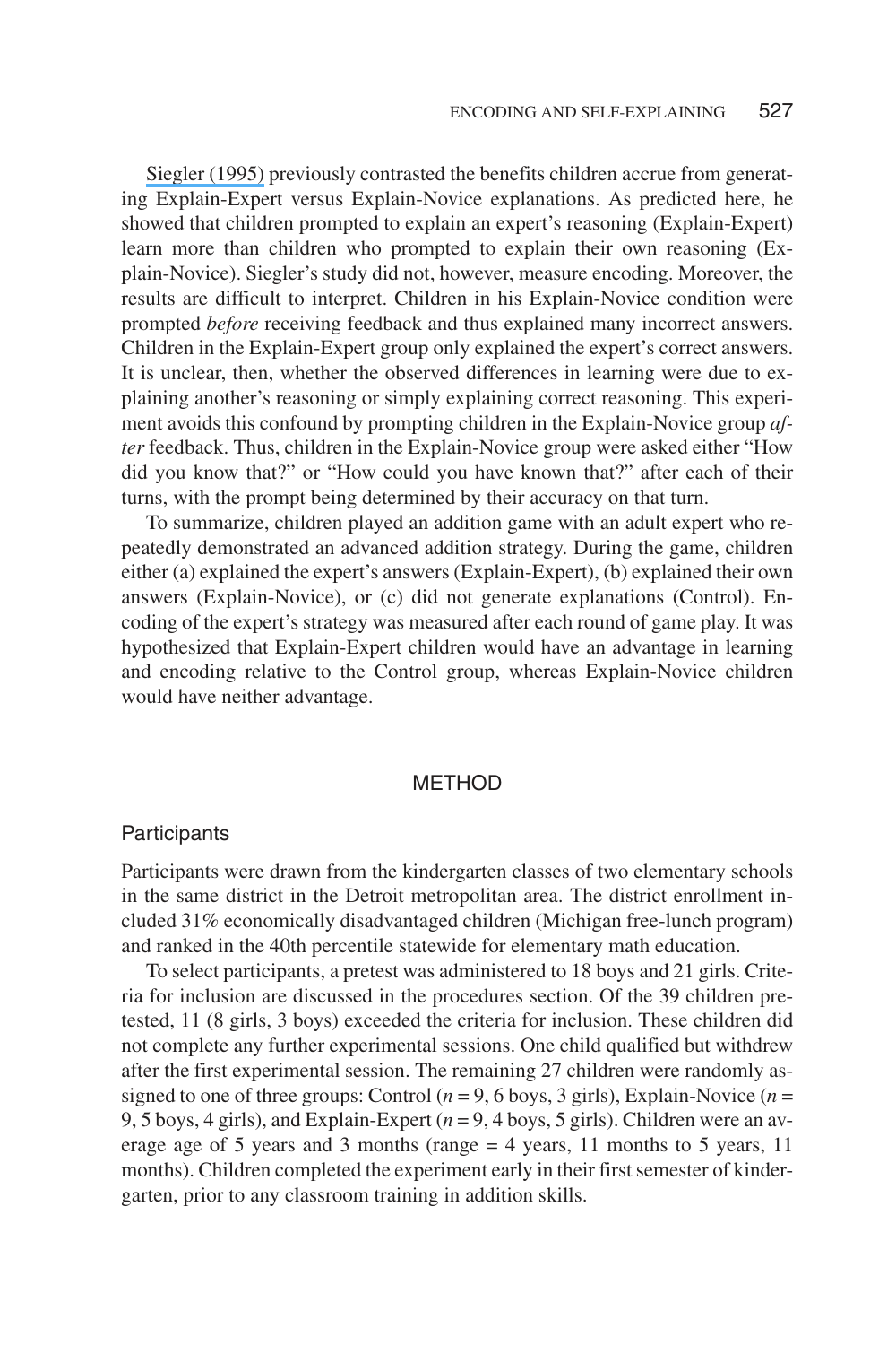Siegler (1995) previously contrasted the benefits children accrue from generating Explain-Expert versus Explain-Novice explanations. As predicted here, he showed that children prompted to explain an expert's reasoning (Explain-Expert) learn more than children who prompted to explain their own reasoning (Explain-Novice). Siegler's study did not, however, measure encoding. Moreover, the results are difficult to interpret. Children in his Explain-Novice condition were prompted *before* receiving feedback and thus explained many incorrect answers. Children in the Explain-Expert group only explained the expert's correct answers. It is unclear, then, whether the observed differences in learning were due to explaining another's reasoning or simply explaining correct reasoning. This experiment avoids this confound by prompting children in the Explain-Novice group *after* feedback. Thus, children in the Explain-Novice group were asked either "How did you know that?" or "How could you have known that?" after each of their turns, with the prompt being determined by their accuracy on that turn.

To summarize, children played an addition game with an adult expert who repeatedly demonstrated an advanced addition strategy. During the game, children either (a) explained the expert's answers (Explain-Expert), (b) explained their own answers (Explain-Novice), or (c) did not generate explanations (Control). Encoding of the expert's strategy was measured after each round of game play. It was hypothesized that Explain-Expert children would have an advantage in learning and encoding relative to the Control group, whereas Explain-Novice children would have neither advantage.

## METHOD

### Participants

Participants were drawn from the kindergarten classes of two elementary schools in the same district in the Detroit metropolitan area. The district enrollment included 31% economically disadvantaged children (Michigan free-lunch program) and ranked in the 40th percentile statewide for elementary math education.

To select participants, a pretest was administered to 18 boys and 21 girls. Criteria for inclusion are discussed in the procedures section. Of the 39 children pretested, 11 (8 girls, 3 boys) exceeded the criteria for inclusion. These children did not complete any further experimental sessions. One child qualified but withdrew after the first experimental session. The remaining 27 children were randomly assigned to one of three groups: Control ($n = 9$, 6 boys, 3 girls), Explain-Novice ($n = 9$, 5 boys, 4 girls), and Explain-Expert ($n = 9$, 4 boys, 5 girls). Children were an average age of 5 years and 3 months (range = 4 years, 11 months to 5 years, 11 months). Children completed the experiment early in their first semester of kindergarten, prior to any classroom training in addition skills.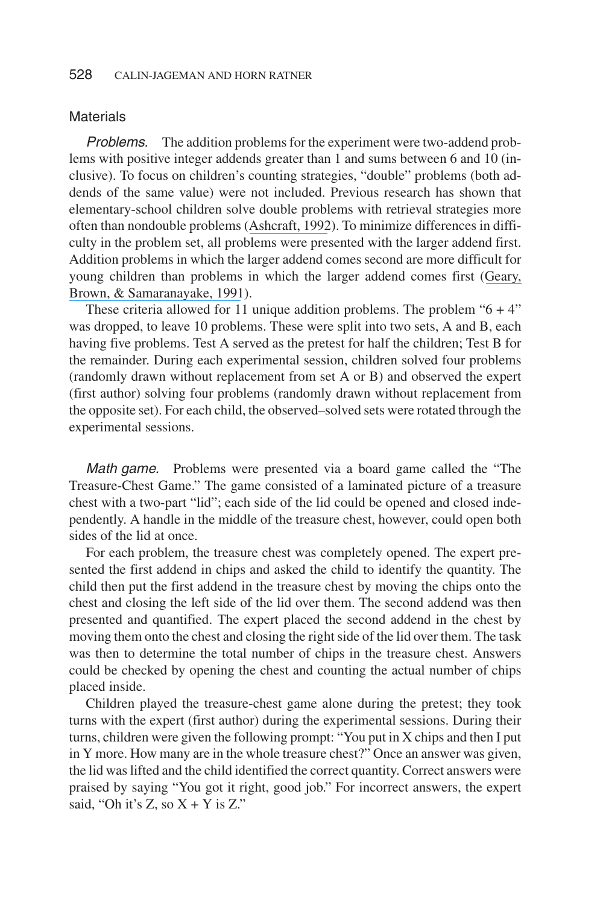### Materials

*Problems.* The addition problems for the experiment were two-addend problems with positive integer addends greater than 1 and sums between 6 and 10 (inclusive). To focus on children's counting strategies, "double" problems (both addends of the same value) were not included. Previous research has shown that elementary-school children solve double problems with retrieval strategies more often than nondouble problems (Ashcraft, 1992). To minimize differences in difficulty in the problem set, all problems were presented with the larger addend first. Addition problems in which the larger addend comes second are more difficult for young children than problems in which the larger addend comes first (Geary, Brown, & Samaranayake, 1991).

These criteria allowed for 11 unique addition problems. The problem "6 + 4" was dropped, to leave 10 problems. These were split into two sets, A and B, each having five problems. Test A served as the pretest for half the children; Test B for the remainder. During each experimental session, children solved four problems (randomly drawn without replacement from set A or B) and observed the expert (first author) solving four problems (randomly drawn without replacement from the opposite set). For each child, the observed–solved sets were rotated through the experimental sessions.

*Math game.* Problems were presented via a board game called the "The Treasure-Chest Game." The game consisted of a laminated picture of a treasure chest with a two-part "lid"; each side of the lid could be opened and closed independently. A handle in the middle of the treasure chest, however, could open both sides of the lid at once.

For each problem, the treasure chest was completely opened. The expert presented the first addend in chips and asked the child to identify the quantity. The child then put the first addend in the treasure chest by moving the chips onto the chest and closing the left side of the lid over them. The second addend was then presented and quantified. The expert placed the second addend in the chest by moving them onto the chest and closing the right side of the lid over them. The task was then to determine the total number of chips in the treasure chest. Answers could be checked by opening the chest and counting the actual number of chips placed inside.

Children played the treasure-chest game alone during the pretest; they took turns with the expert (first author) during the experimental sessions. During their turns, children were given the following prompt: "You put in X chips and then I put in Y more. How many are in the whole treasure chest?" Once an answer was given, the lid was lifted and the child identified the correct quantity. Correct answers were praised by saying "You got it right, good job." For incorrect answers, the expert said, "Oh it's Z, so X + Y is Z."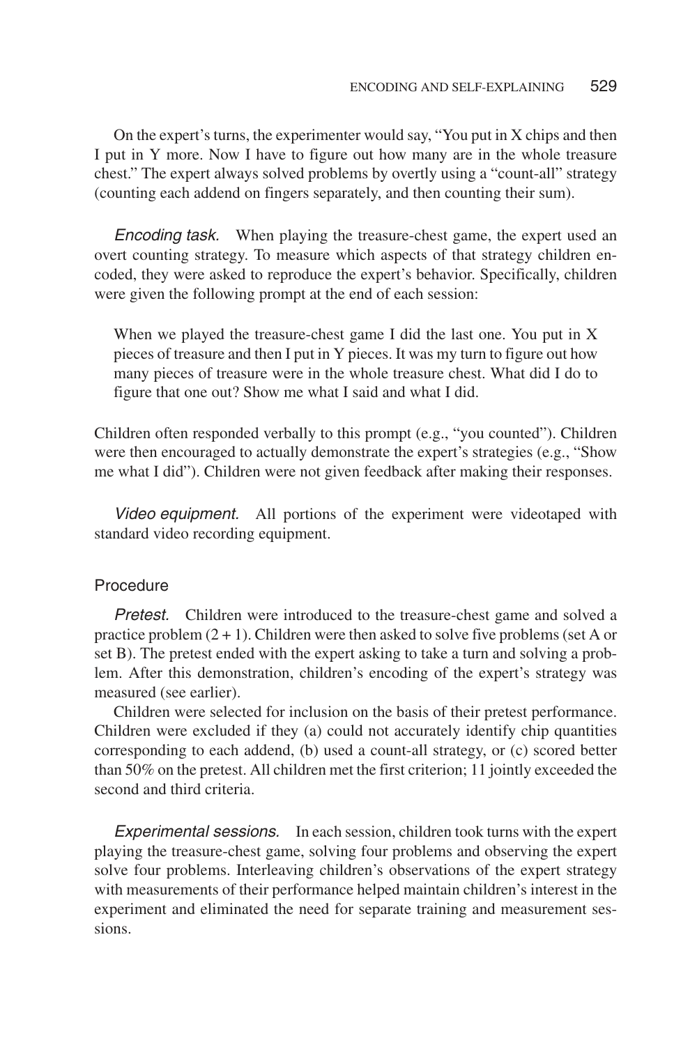On the expert's turns, the experimenter would say, "You put in X chips and then I put in Y more. Now I have to figure out how many are in the whole treasure chest." The expert always solved problems by overtly using a "count-all" strategy (counting each addend on fingers separately, and then counting their sum).

*Encoding task.* When playing the treasure-chest game, the expert used an overt counting strategy. To measure which aspects of that strategy children encoded, they were asked to reproduce the expert's behavior. Specifically, children were given the following prompt at the end of each session:

> When we played the treasure-chest game I did the last one. You put in X pieces of treasure and then I put in Y pieces. It was my turn to figure out how many pieces of treasure were in the whole treasure chest. What did I do to figure that one out? Show me what I said and what I did.

Children often responded verbally to this prompt (e.g., "you counted"). Children were then encouraged to actually demonstrate the expert's strategies (e.g., "Show me what I did"). Children were not given feedback after making their responses.

*Video equipment.* All portions of the experiment were videotaped with standard video recording equipment.

## Procedure

*Pretest.* Children were introduced to the treasure-chest game and solved a practice problem (2 + 1). Children were then asked to solve five problems (set A or set B). The pretest ended with the expert asking to take a turn and solving a problem. After this demonstration, children's encoding of the expert's strategy was measured (see earlier).

Children were selected for inclusion on the basis of their pretest performance. Children were excluded if they (a) could not accurately identify chip quantities corresponding to each addend, (b) used a count-all strategy, or (c) scored better than 50% on the pretest. All children met the first criterion; 11 jointly exceeded the second and third criteria.

*Experimental sessions.* In each session, children took turns with the expert playing the treasure-chest game, solving four problems and observing the expert solve four problems. Interleaving children's observations of the expert strategy with measurements of their performance helped maintain children's interest in the experiment and eliminated the need for separate training and measurement sessions.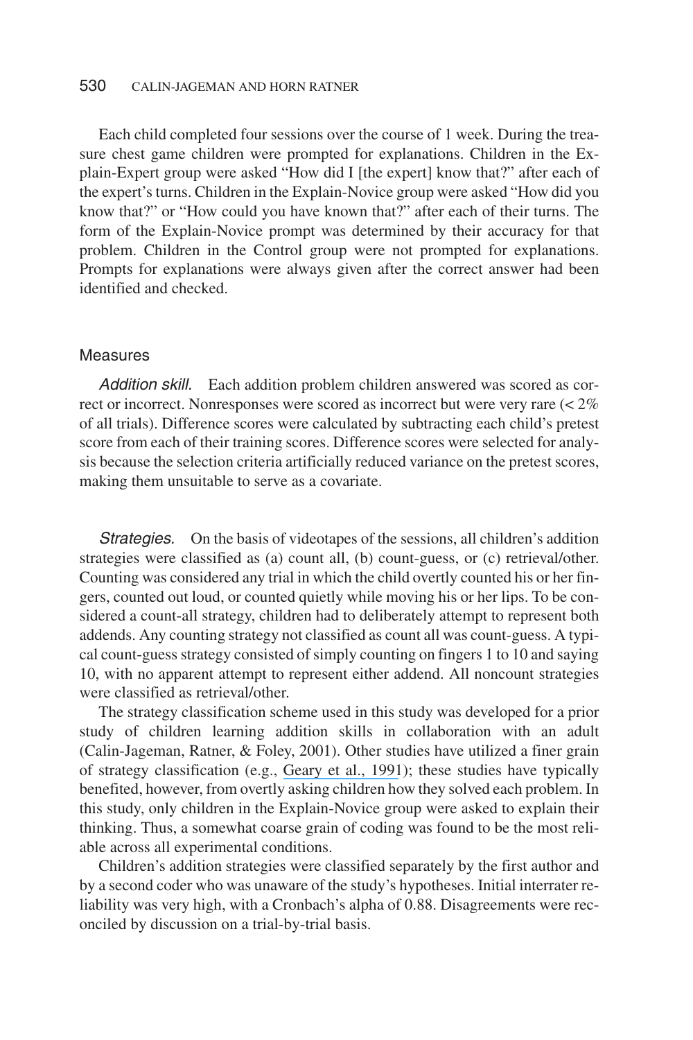Each child completed four sessions over the course of 1 week. During the treasure chest game children were prompted for explanations. Children in the Explain-Expert group were asked "How did I [the expert] know that?" after each of the expert's turns. Children in the Explain-Novice group were asked "How did you know that?" or "How could you have known that?" after each of their turns. The form of the Explain-Novice prompt was determined by their accuracy for that problem. Children in the Control group were not prompted for explanations. Prompts for explanations were always given after the correct answer had been identified and checked.

## Measures

*Addition skill.* Each addition problem children answered was scored as correct or incorrect. Nonresponses were scored as incorrect but were very rare ($< 2\%$ of all trials). Difference scores were calculated by subtracting each child's pretest score from each of their training scores. Difference scores were selected for analysis because the selection criteria artificially reduced variance on the pretest scores, making them unsuitable to serve as a covariate.

*Strategies.* On the basis of videotapes of the sessions, all children's addition strategies were classified as (a) count all, (b) count-guess, or (c) retrieval/other. Counting was considered any trial in which the child overtly counted his or her fingers, counted out loud, or counted quietly while moving his or her lips. To be considered a count-all strategy, children had to deliberately attempt to represent both addends. Any counting strategy not classified as count all was count-guess. A typical count-guess strategy consisted of simply counting on fingers 1 to 10 and saying 10, with no apparent attempt to represent either addend. All noncount strategies were classified as retrieval/other.

The strategy classification scheme used in this study was developed for a prior study of children learning addition skills in collaboration with an adult (Calin-Jageman, Ratner, & Foley, 2001). Other studies have utilized a finer grain of strategy classification (e.g., Geary et al., 1991); these studies have typically benefited, however, from overtly asking children how they solved each problem. In this study, only children in the Explain-Novice group were asked to explain their thinking. Thus, a somewhat coarse grain of coding was found to be the most reliable across all experimental conditions.

Children's addition strategies were classified separately by the first author and by a second coder who was unaware of the study's hypotheses. Initial interrater reliability was very high, with a Cronbach's alpha of 0.88. Disagreements were reconciled by discussion on a trial-by-trial basis.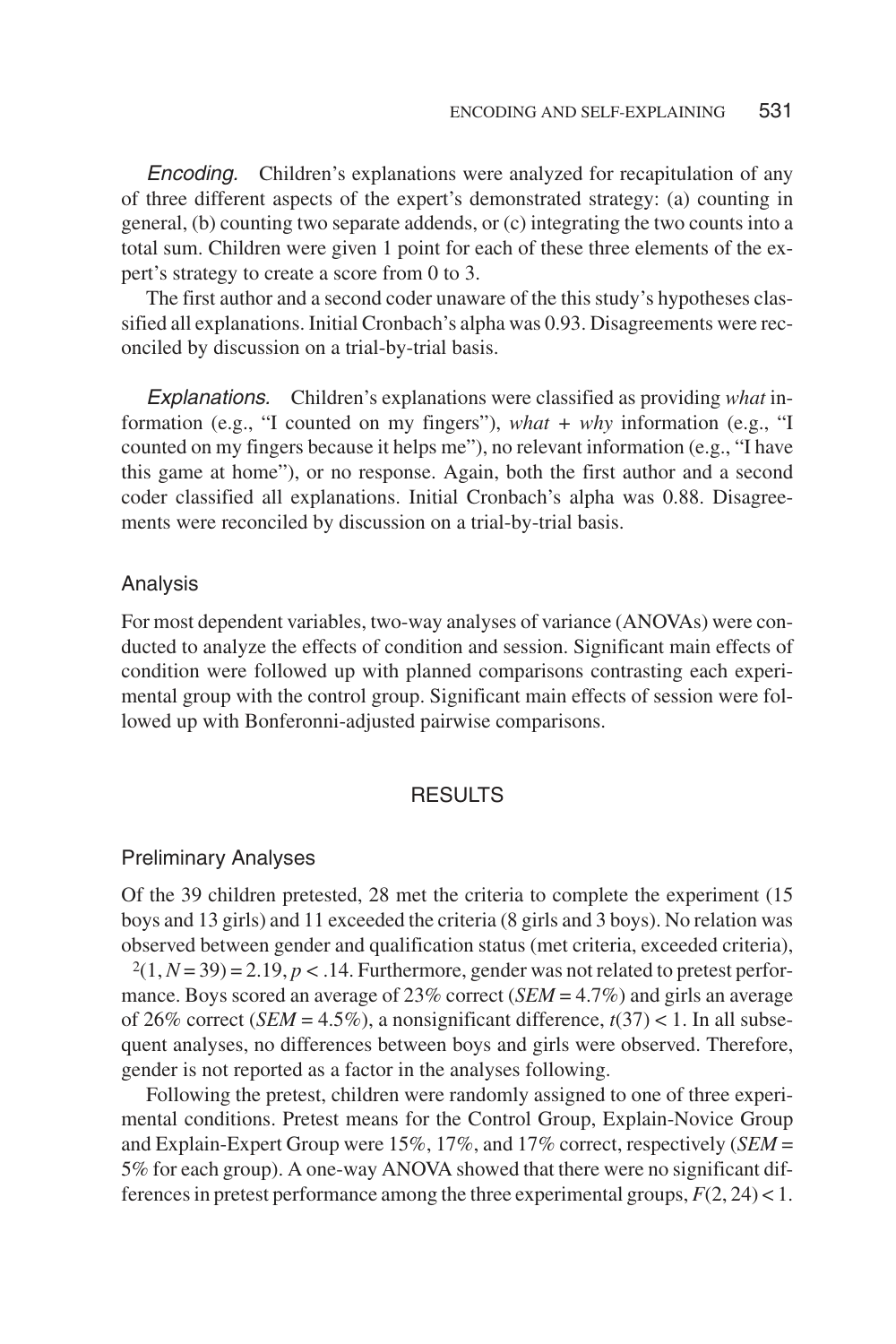*Encoding.* Children's explanations were analyzed for recapitulation of any of three different aspects of the expert's demonstrated strategy: (a) counting in general, (b) counting two separate addends, or (c) integrating the two counts into a total sum. Children were given 1 point for each of these three elements of the expert's strategy to create a score from 0 to 3.

The first author and a second coder unaware of the this study's hypotheses classified all explanations. Initial Cronbach's alpha was 0.93. Disagreements were reconciled by discussion on a trial-by-trial basis.

*Explanations.* Children's explanations were classified as providing *what* information (e.g., "I counted on my fingers"), *what* + *why* information (e.g., "I counted on my fingers because it helps me"), no relevant information (e.g., "I have this game at home"), or no response. Again, both the first author and a second coder classified all explanations. Initial Cronbach's alpha was 0.88. Disagreements were reconciled by discussion on a trial-by-trial basis.

## Analysis

For most dependent variables, two-way analyses of variance (ANOVAs) were conducted to analyze the effects of condition and session. Significant main effects of condition were followed up with planned comparisons contrasting each experimental group with the control group. Significant main effects of session were followed up with Bonferonni-adjusted pairwise comparisons.

# RESULTS

## Preliminary Analyses

Of the 39 children pretested, 28 met the criteria to complete the experiment (15 boys and 13 girls) and 11 exceeded the criteria (8 girls and 3 boys). No relation was observed between gender and qualification status (met criteria, exceeded criteria), $^2(1, N = 39) = 2.19, p < .14$. Furthermore, gender was not related to pretest performance. Boys scored an average of 23% correct (*SEM* = 4.7%) and girls an average of 26% correct (*SEM* = 4.5%), a nonsignificant difference, $t(37) < 1$. In all subsequent analyses, no differences between boys and girls were observed. Therefore, gender is not reported as a factor in the analyses following.

Following the pretest, children were randomly assigned to one of three experimental conditions. Pretest means for the Control Group, Explain-Novice Group and Explain-Expert Group were 15%, 17%, and 17% correct, respectively (*SEM* = 5% for each group). A one-way ANOVA showed that there were no significant differences in pretest performance among the three experimental groups, $F(2, 24) < 1$.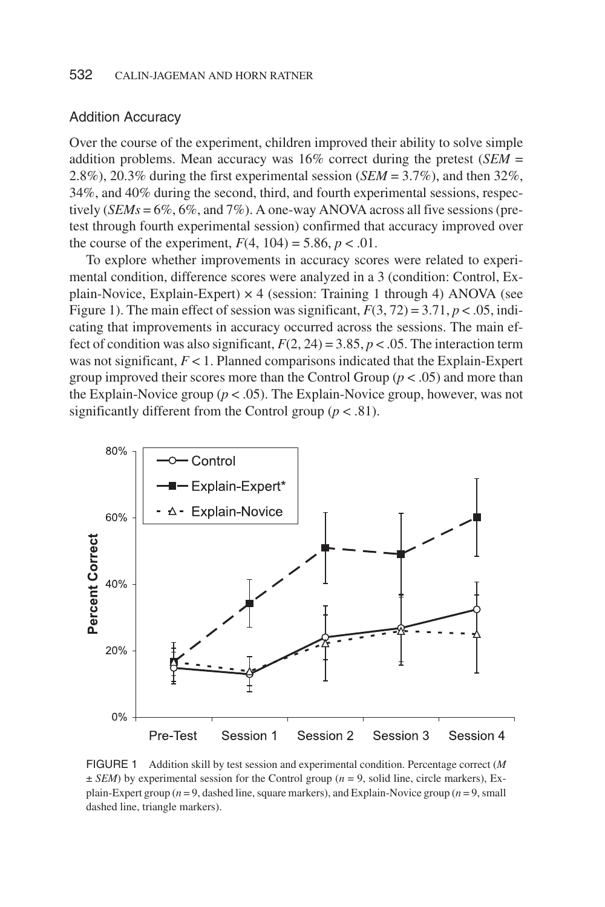## Addition Accuracy

Over the course of the experiment, children improved their ability to solve simple addition problems. Mean accuracy was 16% correct during the pretest (*SEM* = 2.8%), 20.3% during the first experimental session (*SEM* = 3.7%), and then 32%, 34%, and 40% during the second, third, and fourth experimental sessions, respectively (*SEMs* = 6%, 6%, and 7%). A one-way ANOVA across all five sessions (pretest through fourth experimental session) confirmed that accuracy improved over the course of the experiment, $F(4, 104) = 5.86$, $p < .01$.

To explore whether improvements in accuracy scores were related to experimental condition, difference scores were analyzed in a 3 (condition: Control, Explain-Novice, Explain-Expert) × 4 (session: Training 1 through 4) ANOVA (see Figure 1). The main effect of session was significant, $F(3, 72) = 3.71$, $p < .05$, indicating that improvements in accuracy occurred across the sessions. The main effect of condition was also significant, $F(2, 24) = 3.85$, $p < .05$. The interaction term was not significant, $F < 1$. Planned comparisons indicated that the Explain-Expert group improved their scores more than the Control Group ($p < .05$) and more than the Explain-Novice group ($p < .05$). The Explain-Novice group, however, was not significantly different from the Control group ($p < .81$).

FIGURE 1 Addition skill by test session and experimental condition. Percentage correct ($M \pm SEM$) by experimental session for the Control group ($n = 9$, solid line, circle markers), Explain-Expert group ($n = 9$, dashed line, square markers), and Explain-Novice group ($n = 9$, small dashed line, triangle markers).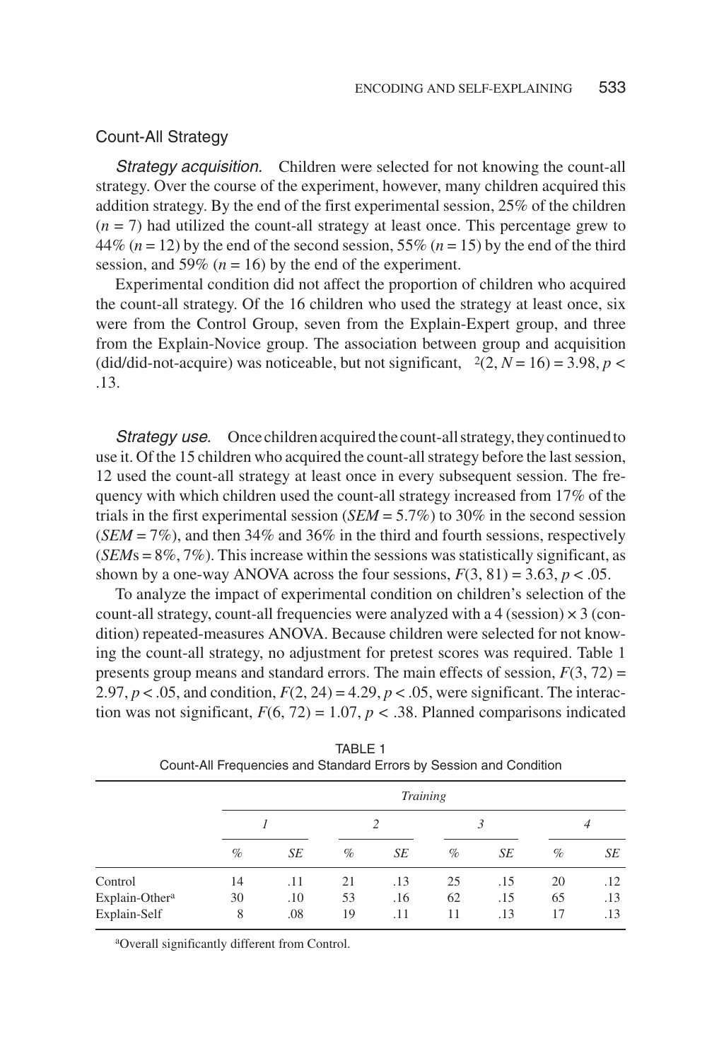## Count-All Strategy

*Strategy acquisition.* Children were selected for not knowing the count-all strategy. Over the course of the experiment, however, many children acquired this addition strategy. By the end of the first experimental session, 25% of the children ($n = 7$) had utilized the count-all strategy at least once. This percentage grew to 44% ($n = 12$) by the end of the second session, 55% ($n = 15$) by the end of the third session, and 59% ($n = 16$) by the end of the experiment.

Experimental condition did not affect the proportion of children who acquired the count-all strategy. Of the 16 children who used the strategy at least once, six were from the Control Group, seven from the Explain-Expert group, and three from the Explain-Novice group. The association between group and acquisition (did/did-not-acquire) was noticeable, but not significant, $^2(2, N = 16) = 3.98, p <$ .13.

*Strategy use.* Once children acquired the count-all strategy, they continued to use it. Of the 15 children who acquired the count-all strategy before the last session, 12 used the count-all strategy at least once in every subsequent session. The frequency with which children used the count-all strategy increased from 17% of the trials in the first experimental session (*SEM* = 5.7%) to 30% in the second session (*SEM* = 7%), and then 34% and 36% in the third and fourth sessions, respectively (*SEM*s = 8%, 7%). This increase within the sessions was statistically significant, as shown by a one-way ANOVA across the four sessions, $F(3, 81) = 3.63, p < .05$.

To analyze the impact of experimental condition on children's selection of the count-all strategy, count-all frequencies were analyzed with a 4 (session) × 3 (condition) repeated-measures ANOVA. Because children were selected for not knowing the count-all strategy, no adjustment for pretest scores was required. Table 1 presents group means and standard errors. The main effects of session, $F(3, 72) = 2.97, p < .05$, and condition, $F(2, 24) = 4.29, p < .05$, were significant. The interaction was not significant, $F(6, 72) = 1.07, p < .38$. Planned comparisons indicated

TABLE 1
Count-All Frequencies and Standard Errors by Session and Condition

| | *Training* | | | | | | | |
|---|---|---|---|---|---|---|---|---|
| | *1* | | *2* | | *3* | | *4* | |
| | % | *SE* | % | *SE* | % | *SE* | % | *SE* |
| Control | 14 | .11 | 21 | .13 | 25 | .15 | 20 | .12 |
| Explain-Other[a] | 30 | .10 | 53 | .16 | 62 | .15 | 65 | .13 |
| Explain-Self | 8 | .08 | 19 | .11 | 11 | .13 | 17 | .13 |

[a]Overall significantly different from Control.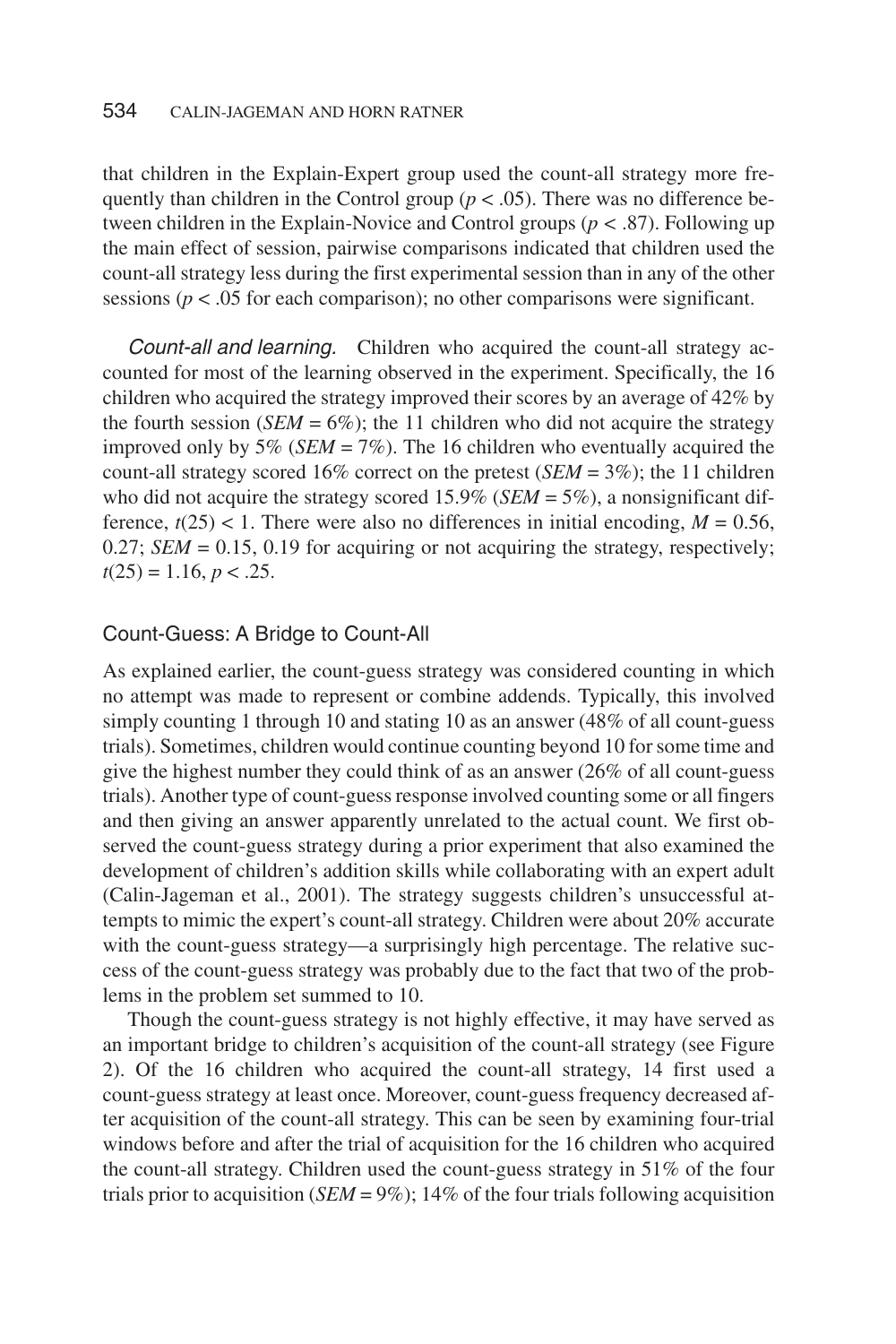that children in the Explain-Expert group used the count-all strategy more frequently than children in the Control group ($p < .05$). There was no difference between children in the Explain-Novice and Control groups ($p < .87$). Following up the main effect of session, pairwise comparisons indicated that children used the count-all strategy less during the first experimental session than in any of the other sessions ($p < .05$ for each comparison); no other comparisons were significant.

*Count-all and learning.* Children who acquired the count-all strategy accounted for most of the learning observed in the experiment. Specifically, the 16 children who acquired the strategy improved their scores by an average of 42% by the fourth session ($SEM = 6\%$); the 11 children who did not acquire the strategy improved only by 5% ($SEM = 7\%$). The 16 children who eventually acquired the count-all strategy scored 16% correct on the pretest ($SEM = 3\%$); the 11 children who did not acquire the strategy scored 15.9% ($SEM = 5\%$), a nonsignificant difference, $t(25) < 1$. There were also no differences in initial encoding, $M = 0.56$, $0.27$; $SEM = 0.15$, $0.19$ for acquiring or not acquiring the strategy, respectively; $t(25) = 1.16$, $p < .25$.

### Count-Guess: A Bridge to Count-All

As explained earlier, the count-guess strategy was considered counting in which no attempt was made to represent or combine addends. Typically, this involved simply counting 1 through 10 and stating 10 as an answer (48% of all count-guess trials). Sometimes, children would continue counting beyond 10 for some time and give the highest number they could think of as an answer (26% of all count-guess trials). Another type of count-guess response involved counting some or all fingers and then giving an answer apparently unrelated to the actual count. We first observed the count-guess strategy during a prior experiment that also examined the development of children's addition skills while collaborating with an expert adult (Calin-Jageman et al., 2001). The strategy suggests children's unsuccessful attempts to mimic the expert's count-all strategy. Children were about 20% accurate with the count-guess strategy—a surprisingly high percentage. The relative success of the count-guess strategy was probably due to the fact that two of the problems in the problem set summed to 10.

Though the count-guess strategy is not highly effective, it may have served as an important bridge to children's acquisition of the count-all strategy (see Figure 2). Of the 16 children who acquired the count-all strategy, 14 first used a count-guess strategy at least once. Moreover, count-guess frequency decreased after acquisition of the count-all strategy. This can be seen by examining four-trial windows before and after the trial of acquisition for the 16 children who acquired the count-all strategy. Children used the count-guess strategy in 51% of the four trials prior to acquisition ($SEM = 9\%$); 14% of the four trials following acquisition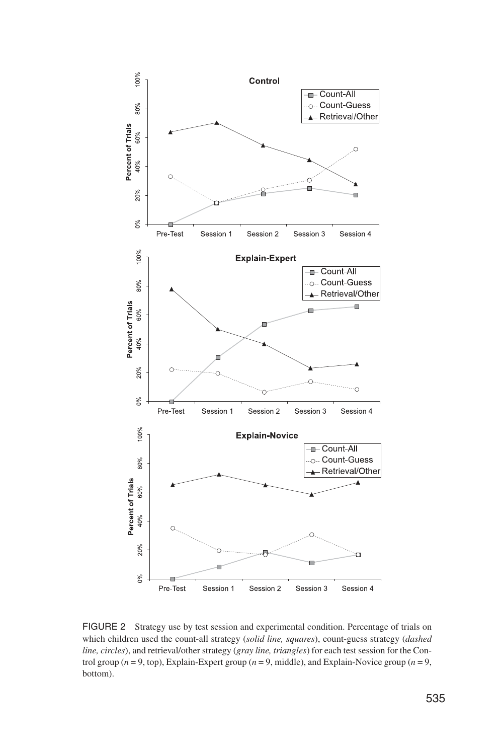FIGURE 2 Strategy use by test session and experimental condition. Percentage of trials on which children used the count-all strategy (*solid line, squares*), count-guess strategy (*dashed line, circles*), and retrieval/other strategy (*gray line, triangles*) for each test session for the Control group ($n = 9$, top), Explain-Expert group ($n = 9$, middle), and Explain-Novice group ($n = 9$, bottom).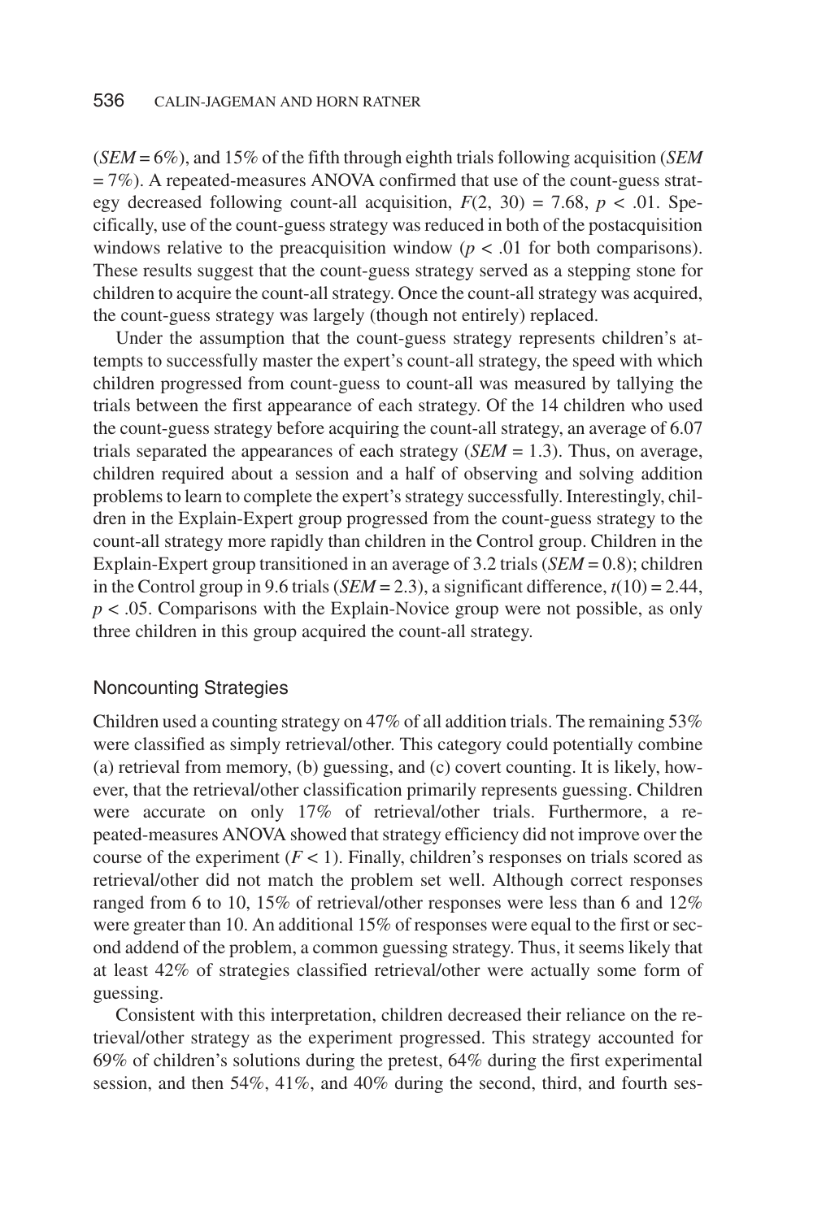($SEM = 6\%$), and 15% of the fifth through eighth trials following acquisition ($SEM = 7\%$). A repeated-measures ANOVA confirmed that use of the count-guess strategy decreased following count-all acquisition, $F(2, 30) = 7.68$, $p < .01$. Specifically, use of the count-guess strategy was reduced in both of the postacquisition windows relative to the preacquisition window ($p < .01$ for both comparisons). These results suggest that the count-guess strategy served as a stepping stone for children to acquire the count-all strategy. Once the count-all strategy was acquired, the count-guess strategy was largely (though not entirely) replaced.

Under the assumption that the count-guess strategy represents children's attempts to successfully master the expert's count-all strategy, the speed with which children progressed from count-guess to count-all was measured by tallying the trials between the first appearance of each strategy. Of the 14 children who used the count-guess strategy before acquiring the count-all strategy, an average of 6.07 trials separated the appearances of each strategy ($SEM = 1.3$). Thus, on average, children required about a session and a half of observing and solving addition problems to learn to complete the expert's strategy successfully. Interestingly, children in the Explain-Expert group progressed from the count-guess strategy to the count-all strategy more rapidly than children in the Control group. Children in the Explain-Expert group transitioned in an average of 3.2 trials ($SEM = 0.8$); children in the Control group in 9.6 trials ($SEM = 2.3$), a significant difference, $t(10) = 2.44$, $p < .05$. Comparisons with the Explain-Novice group were not possible, as only three children in this group acquired the count-all strategy.

## Noncounting Strategies

Children used a counting strategy on 47% of all addition trials. The remaining 53% were classified as simply retrieval/other. This category could potentially combine (a) retrieval from memory, (b) guessing, and (c) covert counting. It is likely, however, that the retrieval/other classification primarily represents guessing. Children were accurate on only 17% of retrieval/other trials. Furthermore, a repeated-measures ANOVA showed that strategy efficiency did not improve over the course of the experiment ($F < 1$). Finally, children's responses on trials scored as retrieval/other did not match the problem set well. Although correct responses ranged from 6 to 10, 15% of retrieval/other responses were less than 6 and 12% were greater than 10. An additional 15% of responses were equal to the first or second addend of the problem, a common guessing strategy. Thus, it seems likely that at least 42% of strategies classified retrieval/other were actually some form of guessing.

Consistent with this interpretation, children decreased their reliance on the retrieval/other strategy as the experiment progressed. This strategy accounted for 69% of children's solutions during the pretest, 64% during the first experimental session, and then 54%, 41%, and 40% during the second, third, and fourth ses-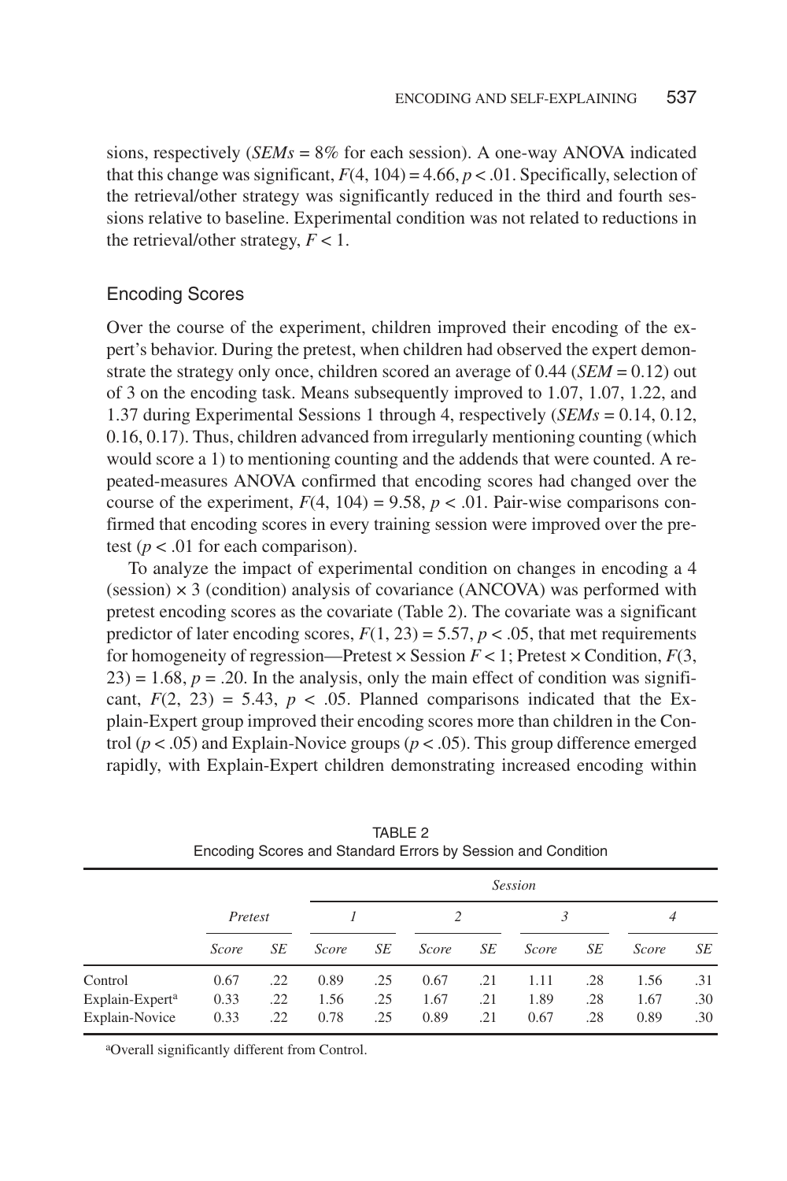sions, respectively (*SEMs* = 8% for each session). A one-way ANOVA indicated that this change was significant, $F(4, 104) = 4.66$, $p < .01$. Specifically, selection of the retrieval/other strategy was significantly reduced in the third and fourth sessions relative to baseline. Experimental condition was not related to reductions in the retrieval/other strategy, $F < 1$.

## Encoding Scores

Over the course of the experiment, children improved their encoding of the expert's behavior. During the pretest, when children had observed the expert demonstrate the strategy only once, children scored an average of 0.44 (*SEM* = 0.12) out of 3 on the encoding task. Means subsequently improved to 1.07, 1.07, 1.22, and 1.37 during Experimental Sessions 1 through 4, respectively (*SEMs* = 0.14, 0.12, 0.16, 0.17). Thus, children advanced from irregularly mentioning counting (which would score a 1) to mentioning counting and the addends that were counted. A repeated-measures ANOVA confirmed that encoding scores had changed over the course of the experiment, $F(4, 104) = 9.58$, $p < .01$. Pair-wise comparisons confirmed that encoding scores in every training session were improved over the pretest ($p < .01$ for each comparison).

To analyze the impact of experimental condition on changes in encoding a 4 (session) × 3 (condition) analysis of covariance (ANCOVA) was performed with pretest encoding scores as the covariate (Table 2). The covariate was a significant predictor of later encoding scores, $F(1, 23) = 5.57$, $p < .05$, that met requirements for homogeneity of regression—Pretest × Session $F < 1$; Pretest × Condition, $F(3, 23) = 1.68$, $p = .20$. In the analysis, only the main effect of condition was significant, $F(2, 23) = 5.43$, $p < .05$. Planned comparisons indicated that the Explain-Expert group improved their encoding scores more than children in the Control ($p < .05$) and Explain-Novice groups ($p < .05$). This group difference emerged rapidly, with Explain-Expert children demonstrating increased encoding within

TABLE 2
Encoding Scores and Standard Errors by Session and Condition

| | Pretest | | Session 1 | | Session 2 | | Session 3 | | Session 4 | |
|---|---|---|---|---|---|---|---|---|---|---|
| | *Score* | *SE* | *Score* | *SE* | *Score* | *SE* | *Score* | *SE* | *Score* | *SE* |
| Control | 0.67 | .22 | 0.89 | .25 | 0.67 | .21 | 1.11 | .28 | 1.56 | .31 |
| Explain-Expert[a] | 0.33 | .22 | 1.56 | .25 | 1.67 | .21 | 1.89 | .28 | 1.67 | .30 |
| Explain-Novice | 0.33 | .22 | 0.78 | .25 | 0.89 | .21 | 0.67 | .28 | 0.89 | .30 |

[a]Overall significantly different from Control.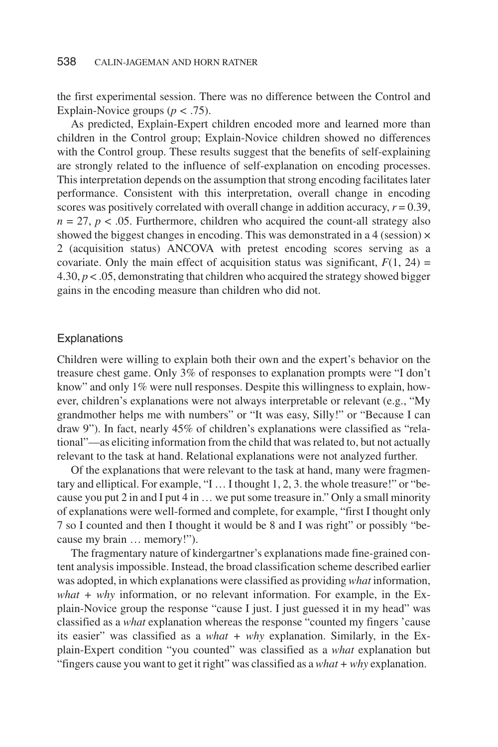the first experimental session. There was no difference between the Control and Explain-Novice groups ($p < .75$).

As predicted, Explain-Expert children encoded more and learned more than children in the Control group; Explain-Novice children showed no differences with the Control group. These results suggest that the benefits of self-explaining are strongly related to the influence of self-explanation on encoding processes. This interpretation depends on the assumption that strong encoding facilitates later performance. Consistent with this interpretation, overall change in encoding scores was positively correlated with overall change in addition accuracy, $r = 0.39$, $n = 27$, $p < .05$. Furthermore, children who acquired the count-all strategy also showed the biggest changes in encoding. This was demonstrated in a 4 (session) × 2 (acquisition status) ANCOVA with pretest encoding scores serving as a covariate. Only the main effect of acquisition status was significant, $F(1, 24) = 4.30$, $p < .05$, demonstrating that children who acquired the strategy showed bigger gains in the encoding measure than children who did not.

## Explanations

Children were willing to explain both their own and the expert's behavior on the treasure chest game. Only 3% of responses to explanation prompts were "I don't know" and only 1% were null responses. Despite this willingness to explain, however, children's explanations were not always interpretable or relevant (e.g., "My grandmother helps me with numbers" or "It was easy, Silly!" or "Because I can draw 9"). In fact, nearly 45% of children's explanations were classified as "relational"—as eliciting information from the child that was related to, but not actually relevant to the task at hand. Relational explanations were not analyzed further.

Of the explanations that were relevant to the task at hand, many were fragmentary and elliptical. For example, "I … I thought 1, 2, 3. the whole treasure!" or "because you put 2 in and I put 4 in … we put some treasure in." Only a small minority of explanations were well-formed and complete, for example, "first I thought only 7 so I counted and then I thought it would be 8 and I was right" or possibly "because my brain … memory!").

The fragmentary nature of kindergartner's explanations made fine-grained content analysis impossible. Instead, the broad classification scheme described earlier was adopted, in which explanations were classified as providing *what* information, *what + why* information, or no relevant information. For example, in the Explain-Novice group the response "cause I just. I just guessed it in my head" was classified as a *what* explanation whereas the response "counted my fingers 'cause its easier" was classified as a *what + why* explanation. Similarly, in the Explain-Expert condition "you counted" was classified as a *what* explanation but "fingers cause you want to get it right" was classified as a *what + why* explanation.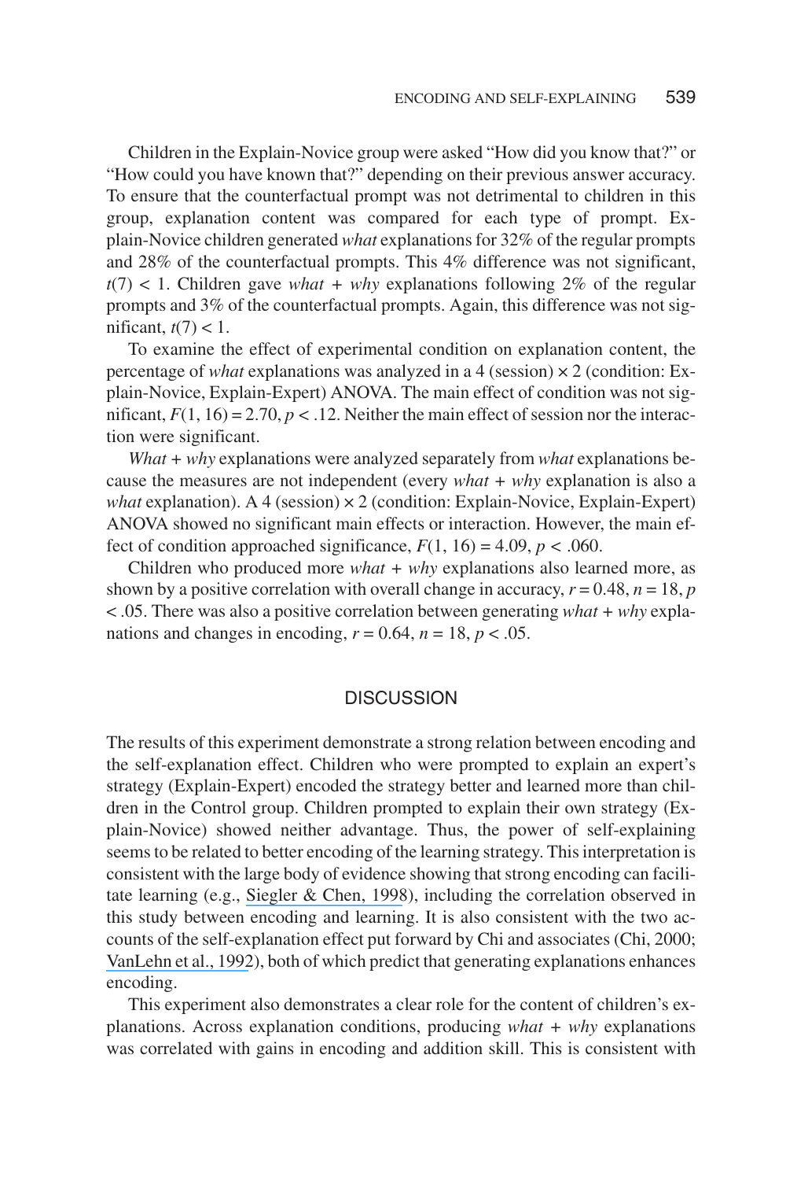Children in the Explain-Novice group were asked "How did you know that?" or "How could you have known that?" depending on their previous answer accuracy. To ensure that the counterfactual prompt was not detrimental to children in this group, explanation content was compared for each type of prompt. Explain-Novice children generated *what* explanations for 32% of the regular prompts and 28% of the counterfactual prompts. This 4% difference was not significant, $t(7) < 1$. Children gave *what* + *why* explanations following 2% of the regular prompts and 3% of the counterfactual prompts. Again, this difference was not significant, $t(7) < 1$.

To examine the effect of experimental condition on explanation content, the percentage of *what* explanations was analyzed in a 4 (session) × 2 (condition: Explain-Novice, Explain-Expert) ANOVA. The main effect of condition was not significant, $F(1, 16) = 2.70$, $p < .12$. Neither the main effect of session nor the interaction were significant.

*What* + *why* explanations were analyzed separately from *what* explanations because the measures are not independent (every *what* + *why* explanation is also a *what* explanation). A 4 (session) × 2 (condition: Explain-Novice, Explain-Expert) ANOVA showed no significant main effects or interaction. However, the main effect of condition approached significance, $F(1, 16) = 4.09$, $p < .060$.

Children who produced more *what* + *why* explanations also learned more, as shown by a positive correlation with overall change in accuracy, $r = 0.48$, $n = 18$, $p < .05$. There was also a positive correlation between generating *what* + *why* explanations and changes in encoding, $r = 0.64$, $n = 18$, $p < .05$.

## DISCUSSION

The results of this experiment demonstrate a strong relation between encoding and the self-explanation effect. Children who were prompted to explain an expert's strategy (Explain-Expert) encoded the strategy better and learned more than children in the Control group. Children prompted to explain their own strategy (Explain-Novice) showed neither advantage. Thus, the power of self-explaining seems to be related to better encoding of the learning strategy. This interpretation is consistent with the large body of evidence showing that strong encoding can facilitate learning (e.g., Siegler & Chen, 1998), including the correlation observed in this study between encoding and learning. It is also consistent with the two accounts of the self-explanation effect put forward by Chi and associates (Chi, 2000; VanLehn et al., 1992), both of which predict that generating explanations enhances encoding.

This experiment also demonstrates a clear role for the content of children's explanations. Across explanation conditions, producing *what* + *why* explanations was correlated with gains in encoding and addition skill. This is consistent with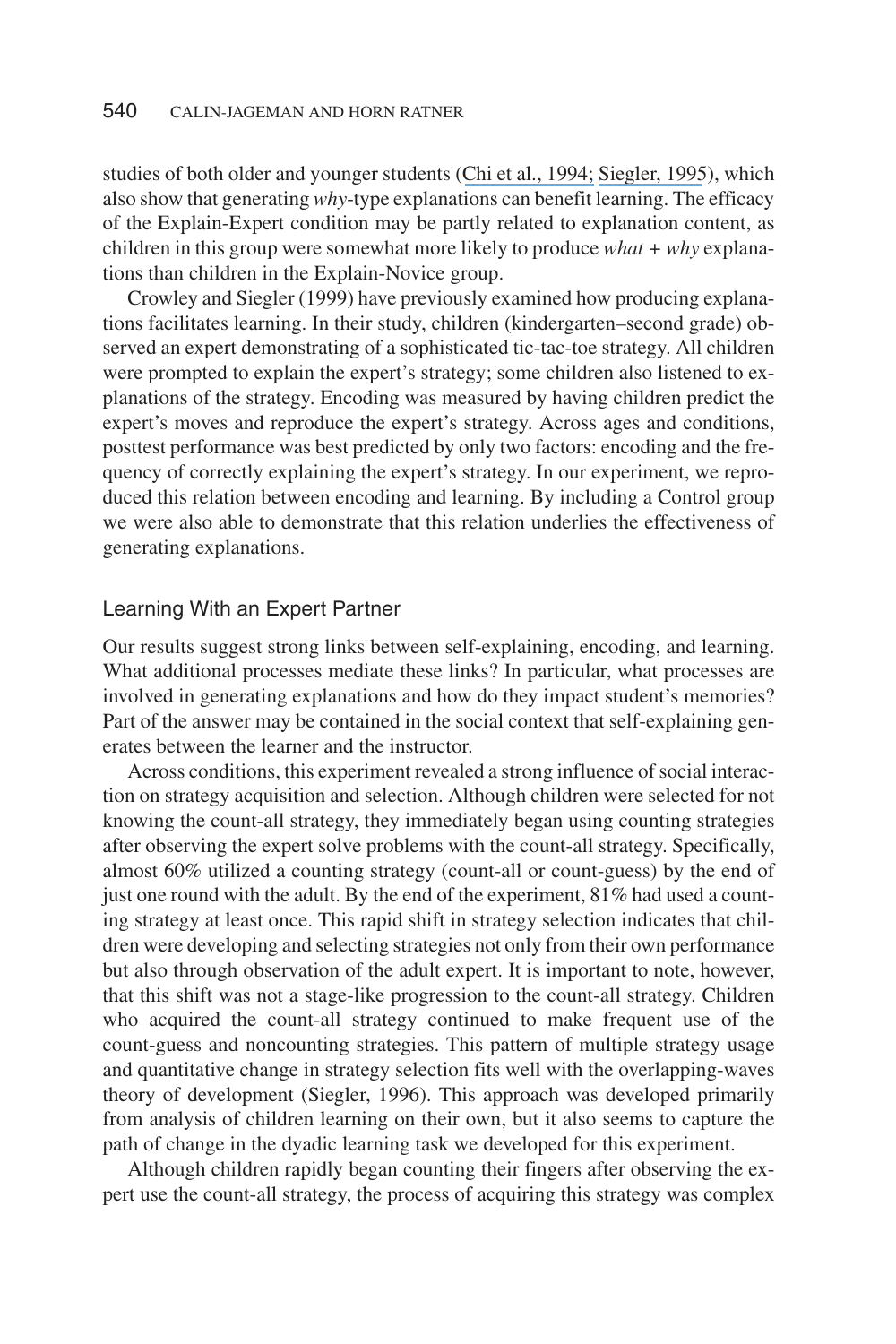studies of both older and younger students (Chi et al., 1994; Siegler, 1995), which also show that generating *why*-type explanations can benefit learning. The efficacy of the Explain-Expert condition may be partly related to explanation content, as children in this group were somewhat more likely to produce *what* + *why* explanations than children in the Explain-Novice group.

Crowley and Siegler (1999) have previously examined how producing explanations facilitates learning. In their study, children (kindergarten–second grade) observed an expert demonstrating of a sophisticated tic-tac-toe strategy. All children were prompted to explain the expert's strategy; some children also listened to explanations of the strategy. Encoding was measured by having children predict the expert's moves and reproduce the expert's strategy. Across ages and conditions, posttest performance was best predicted by only two factors: encoding and the frequency of correctly explaining the expert's strategy. In our experiment, we reproduced this relation between encoding and learning. By including a Control group we were also able to demonstrate that this relation underlies the effectiveness of generating explanations.

### Learning With an Expert Partner

Our results suggest strong links between self-explaining, encoding, and learning. What additional processes mediate these links? In particular, what processes are involved in generating explanations and how do they impact student's memories? Part of the answer may be contained in the social context that self-explaining generates between the learner and the instructor.

Across conditions, this experiment revealed a strong influence of social interaction on strategy acquisition and selection. Although children were selected for not knowing the count-all strategy, they immediately began using counting strategies after observing the expert solve problems with the count-all strategy. Specifically, almost 60% utilized a counting strategy (count-all or count-guess) by the end of just one round with the adult. By the end of the experiment, 81% had used a counting strategy at least once. This rapid shift in strategy selection indicates that children were developing and selecting strategies not only from their own performance but also through observation of the adult expert. It is important to note, however, that this shift was not a stage-like progression to the count-all strategy. Children who acquired the count-all strategy continued to make frequent use of the count-guess and noncounting strategies. This pattern of multiple strategy usage and quantitative change in strategy selection fits well with the overlapping-waves theory of development (Siegler, 1996). This approach was developed primarily from analysis of children learning on their own, but it also seems to capture the path of change in the dyadic learning task we developed for this experiment.

Although children rapidly began counting their fingers after observing the expert use the count-all strategy, the process of acquiring this strategy was complex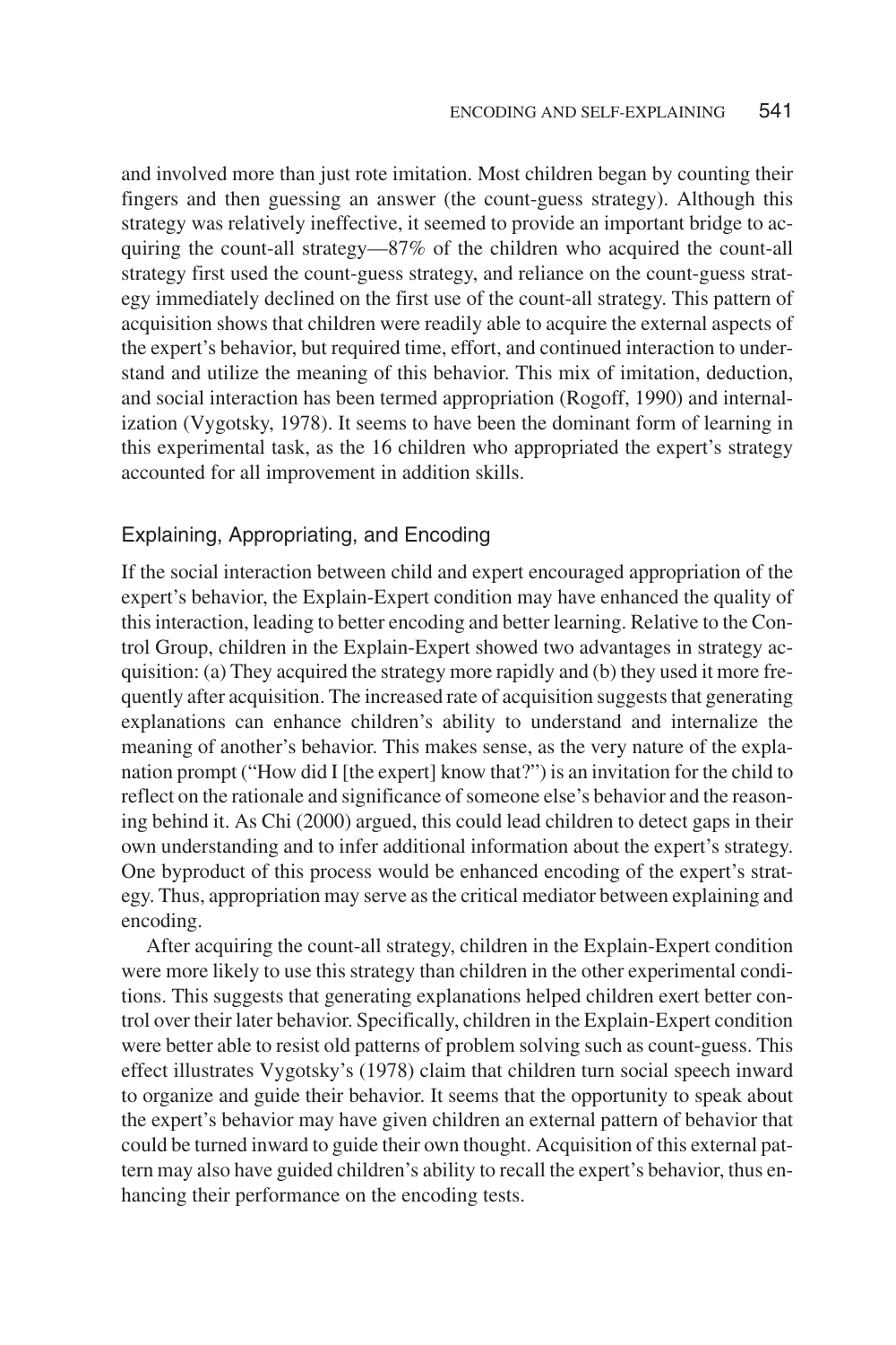and involved more than just rote imitation. Most children began by counting their fingers and then guessing an answer (the count-guess strategy). Although this strategy was relatively ineffective, it seemed to provide an important bridge to acquiring the count-all strategy—87% of the children who acquired the count-all strategy first used the count-guess strategy, and reliance on the count-guess strategy immediately declined on the first use of the count-all strategy. This pattern of acquisition shows that children were readily able to acquire the external aspects of the expert's behavior, but required time, effort, and continued interaction to understand and utilize the meaning of this behavior. This mix of imitation, deduction, and social interaction has been termed appropriation (Rogoff, 1990) and internalization (Vygotsky, 1978). It seems to have been the dominant form of learning in this experimental task, as the 16 children who appropriated the expert's strategy accounted for all improvement in addition skills.

### Explaining, Appropriating, and Encoding

If the social interaction between child and expert encouraged appropriation of the expert's behavior, the Explain-Expert condition may have enhanced the quality of this interaction, leading to better encoding and better learning. Relative to the Control Group, children in the Explain-Expert showed two advantages in strategy acquisition: (a) They acquired the strategy more rapidly and (b) they used it more frequently after acquisition. The increased rate of acquisition suggests that generating explanations can enhance children's ability to understand and internalize the meaning of another's behavior. This makes sense, as the very nature of the explanation prompt ("How did I [the expert] know that?") is an invitation for the child to reflect on the rationale and significance of someone else's behavior and the reasoning behind it. As Chi (2000) argued, this could lead children to detect gaps in their own understanding and to infer additional information about the expert's strategy. One byproduct of this process would be enhanced encoding of the expert's strategy. Thus, appropriation may serve as the critical mediator between explaining and encoding.

After acquiring the count-all strategy, children in the Explain-Expert condition were more likely to use this strategy than children in the other experimental conditions. This suggests that generating explanations helped children exert better control over their later behavior. Specifically, children in the Explain-Expert condition were better able to resist old patterns of problem solving such as count-guess. This effect illustrates Vygotsky's (1978) claim that children turn social speech inward to organize and guide their behavior. It seems that the opportunity to speak about the expert's behavior may have given children an external pattern of behavior that could be turned inward to guide their own thought. Acquisition of this external pattern may also have guided children's ability to recall the expert's behavior, thus enhancing their performance on the encoding tests.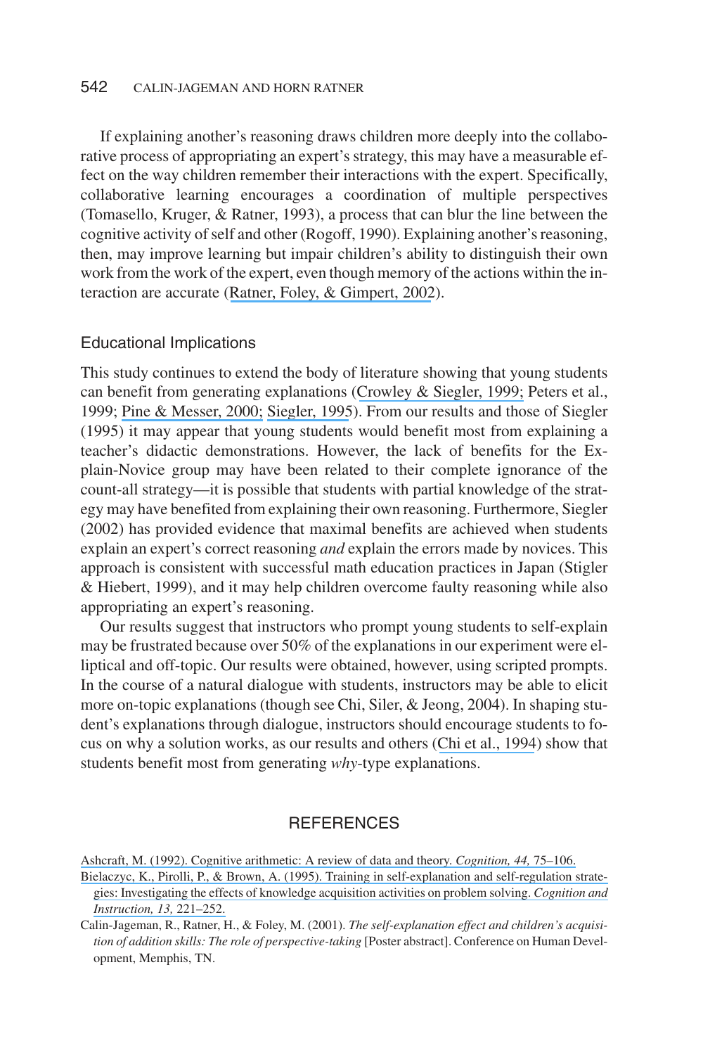If explaining another's reasoning draws children more deeply into the collaborative process of appropriating an expert's strategy, this may have a measurable effect on the way children remember their interactions with the expert. Specifically, collaborative learning encourages a coordination of multiple perspectives (Tomasello, Kruger, & Ratner, 1993), a process that can blur the line between the cognitive activity of self and other (Rogoff, 1990). Explaining another's reasoning, then, may improve learning but impair children's ability to distinguish their own work from the work of the expert, even though memory of the actions within the interaction are accurate (Ratner, Foley, & Gimpert, 2002).

### Educational Implications

This study continues to extend the body of literature showing that young students can benefit from generating explanations (Crowley & Siegler, 1999; Peters et al., 1999; Pine & Messer, 2000; Siegler, 1995). From our results and those of Siegler (1995) it may appear that young students would benefit most from explaining a teacher's didactic demonstrations. However, the lack of benefits for the Explain-Novice group may have been related to their complete ignorance of the count-all strategy—it is possible that students with partial knowledge of the strategy may have benefited from explaining their own reasoning. Furthermore, Siegler (2002) has provided evidence that maximal benefits are achieved when students explain an expert's correct reasoning *and* explain the errors made by novices. This approach is consistent with successful math education practices in Japan (Stigler & Hiebert, 1999), and it may help children overcome faulty reasoning while also appropriating an expert's reasoning.

Our results suggest that instructors who prompt young students to self-explain may be frustrated because over 50% of the explanations in our experiment were elliptical and off-topic. Our results were obtained, however, using scripted prompts. In the course of a natural dialogue with students, instructors may be able to elicit more on-topic explanations (though see Chi, Siler, & Jeong, 2004). In shaping student's explanations through dialogue, instructors should encourage students to focus on why a solution works, as our results and others (Chi et al., 1994) show that students benefit most from generating *why*-type explanations.

## REFERENCES

Ashcraft, M. (1992). Cognitive arithmetic: A review of data and theory. *Cognition, 44,* 75–106.

Bielaczyc, K., Pirolli, P., & Brown, A. (1995). Training in self-explanation and self-regulation strategies: Investigating the effects of knowledge acquisition activities on problem solving. *Cognition and Instruction, 13,* 221–252.

Calin-Jageman, R., Ratner, H., & Foley, M. (2001). *The self-explanation effect and children's acquisition of addition skills: The role of perspective-taking* [Poster abstract]. Conference on Human Development, Memphis, TN.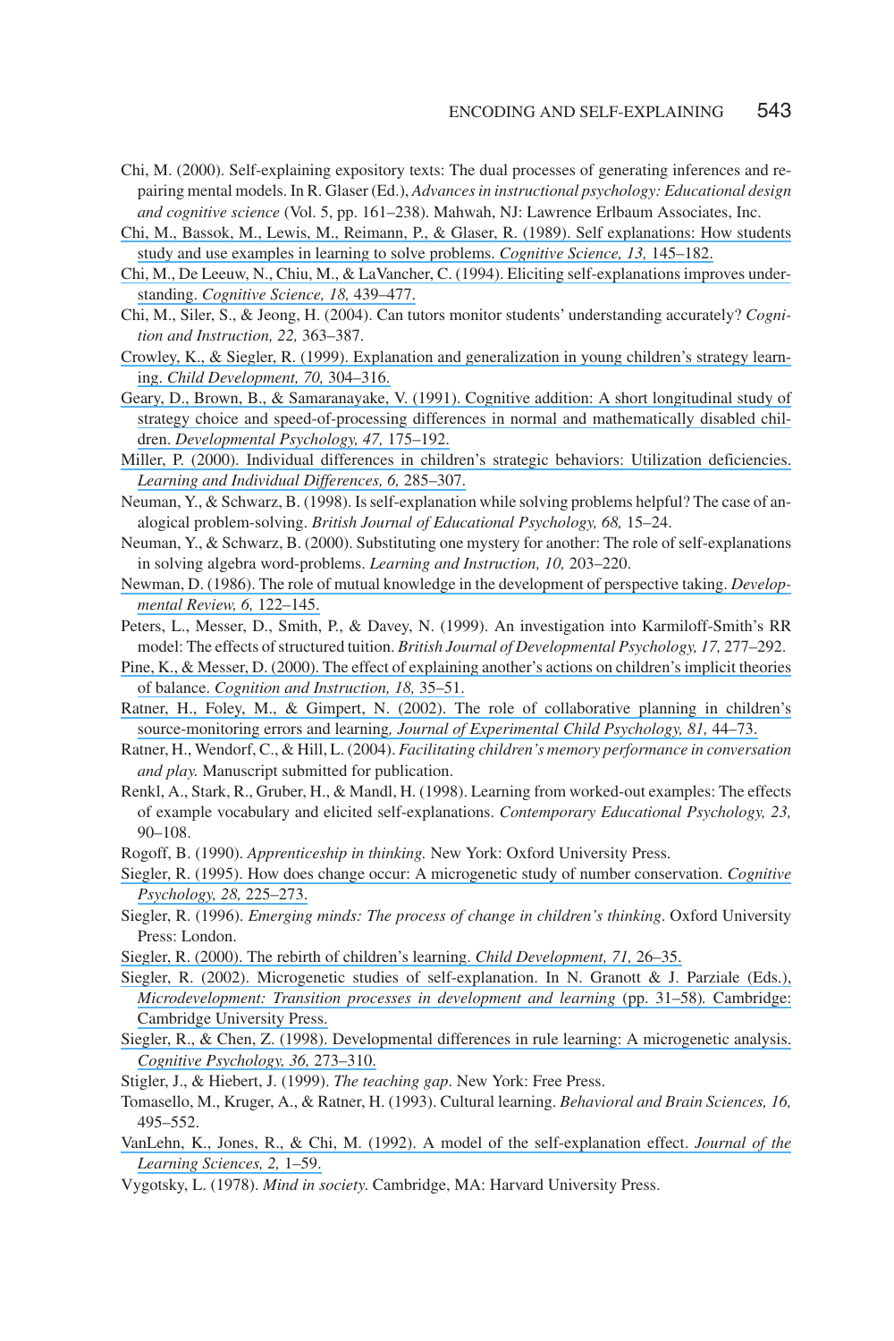Chi, M. (2000). Self-explaining expository texts: The dual processes of generating inferences and repairing mental models. In R. Glaser (Ed.), *Advances in instructional psychology: Educational design and cognitive science* (Vol. 5, pp. 161–238). Mahwah, NJ: Lawrence Erlbaum Associates, Inc.

Chi, M., Bassok, M., Lewis, M., Reimann, P., & Glaser, R. (1989). Self explanations: How students study and use examples in learning to solve problems. *Cognitive Science, 13,* 145–182.

Chi, M., De Leeuw, N., Chiu, M., & LaVancher, C. (1994). Eliciting self-explanations improves understanding. *Cognitive Science, 18,* 439–477.

Chi, M., Siler, S., & Jeong, H. (2004). Can tutors monitor students' understanding accurately? *Cognition and Instruction, 22,* 363–387.

Crowley, K., & Siegler, R. (1999). Explanation and generalization in young children's strategy learning. *Child Development, 70,* 304–316.

Geary, D., Brown, B., & Samaranayake, V. (1991). Cognitive addition: A short longitudinal study of strategy choice and speed-of-processing differences in normal and mathematically disabled children. *Developmental Psychology, 47,* 175–192.

Miller, P. (2000). Individual differences in children's strategic behaviors: Utilization deficiencies. *Learning and Individual Differences, 6,* 285–307.

Neuman, Y., & Schwarz, B. (1998). Is self-explanation while solving problems helpful? The case of analogical problem-solving. *British Journal of Educational Psychology, 68,* 15–24.

Neuman, Y., & Schwarz, B. (2000). Substituting one mystery for another: The role of self-explanations in solving algebra word-problems. *Learning and Instruction, 10,* 203–220.

Newman, D. (1986). The role of mutual knowledge in the development of perspective taking. *Developmental Review, 6,* 122–145.

Peters, L., Messer, D., Smith, P., & Davey, N. (1999). An investigation into Karmiloff-Smith's RR model: The effects of structured tuition. *British Journal of Developmental Psychology, 17,* 277–292.

Pine, K., & Messer, D. (2000). The effect of explaining another's actions on children's implicit theories of balance. *Cognition and Instruction, 18,* 35–51.

Ratner, H., Foley, M., & Gimpert, N. (2002). The role of collaborative planning in children's source-monitoring errors and learning, *Journal of Experimental Child Psychology, 81,* 44–73.

Ratner, H., Wendorf, C., & Hill, L. (2004). *Facilitating children's memory performance in conversation and play.* Manuscript submitted for publication.

Renkl, A., Stark, R., Gruber, H., & Mandl, H. (1998). Learning from worked-out examples: The effects of example vocabulary and elicited self-explanations. *Contemporary Educational Psychology, 23,* 90–108.

Rogoff, B. (1990). *Apprenticeship in thinking.* New York: Oxford University Press.

Siegler, R. (1995). How does change occur: A microgenetic study of number conservation. *Cognitive Psychology, 28,* 225–273.

Siegler, R. (1996). *Emerging minds: The process of change in children's thinking*. Oxford University Press: London.

Siegler, R. (2000). The rebirth of children's learning. *Child Development, 71,* 26–35.

Siegler, R. (2002). Microgenetic studies of self-explanation. In N. Granott & J. Parziale (Eds.), *Microdevelopment: Transition processes in development and learning* (pp. 31–58). Cambridge: Cambridge University Press.

Siegler, R., & Chen, Z. (1998). Developmental differences in rule learning: A microgenetic analysis. *Cognitive Psychology, 36,* 273–310.

Stigler, J., & Hiebert, J. (1999). *The teaching gap*. New York: Free Press.

Tomasello, M., Kruger, A., & Ratner, H. (1993). Cultural learning. *Behavioral and Brain Sciences, 16,* 495–552.

VanLehn, K., Jones, R., & Chi, M. (1992). A model of the self-explanation effect. *Journal of the Learning Sciences, 2,* 1–59.

Vygotsky, L. (1978). *Mind in society.* Cambridge, MA: Harvard University Press.